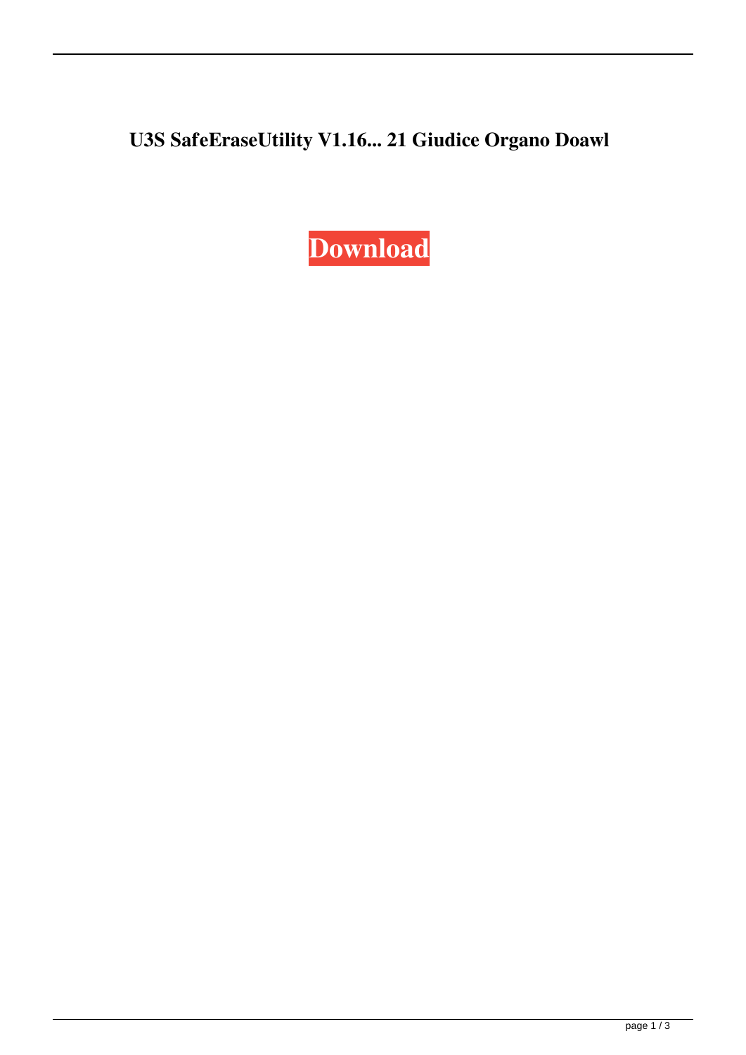# U3S SafeEraseUtility V1.16... 21 Giudice Organo Doawl

**Download**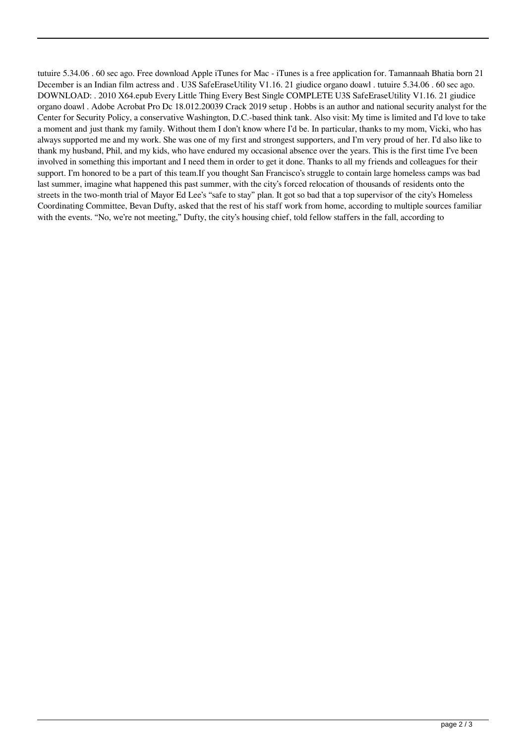tutuire 5.34.06 . 60 sec ago. Free download Apple iTunes for Mac - iTunes is a free application for. Tamannaah Bhatia born 21 December is an Indian film actress and . U3S SafeEraseUtility V1.16. 21 giudice organo doawl . tutuire 5.34.06 . 60 sec ago. DOWNLOAD: . 2010 X64.epub Every Little Thing Every Best Single COMPLETE U3S SafeEraseUtility V1.16. 21 giudice organo doawl . Adobe Acrobat Pro Dc 18.012.20039 Crack 2019 setup . Hobbs is an author and national security analyst for the Center for Security Policy, a conservative Washington, D.C.-based think tank. Also visit: My time is limited and I'd love to take a moment and just thank my family. Without them I don't know where I'd be. In particular, thanks to my mom, Vicki, who has always supported me and my work. She was one of my first and strongest supporters, and I'm very proud of her. I'd also like to thank my husband, Phil, and my kids, who have endured my occasional absence over the years. This is the first time I've been involved in something this important and I need them in order to get it done. Thanks to all my friends and colleagues for their support. I'm honored to be a part of this team.If you thought San Francisco's struggle to contain large homeless camps was bad last summer, imagine what happened this past summer, with the city's forced relocation of thousands of residents onto the streets in the two-month trial of Mayor Ed Lee's "safe to stay" plan. It got so bad that a top supervisor of the city's Homeless Coordinating Committee, Bevan Dufty, asked that the rest of his staff work from home, according to multiple sources familiar with the events. "No, we're not meeting," Dufty, the city's housing chief, told fellow staffers in the fall, according to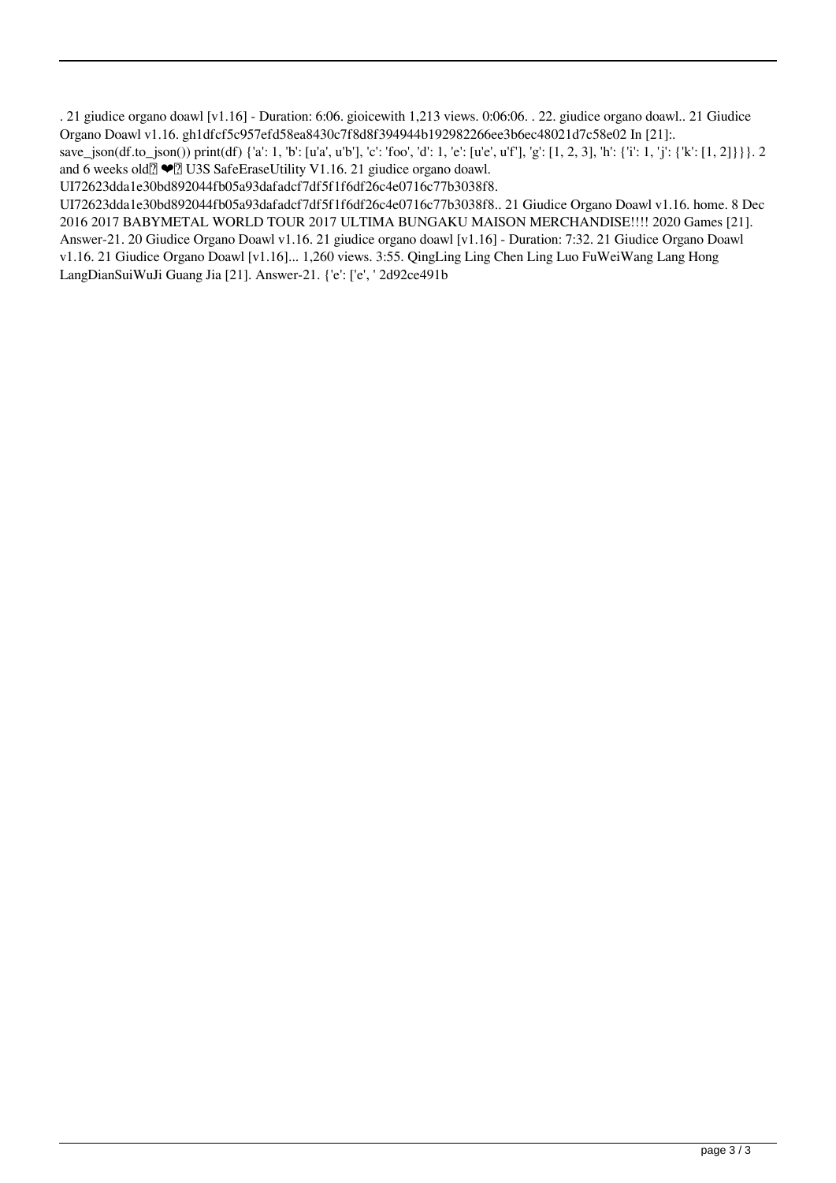. 21 giudice organo doawl [v1.16] - Duration: 6:06. gioicewith 1,213 views. 0:06:06. . 22. giudice organo doawl.. 21 Giudice Organo Doawl v1.16. gh1dfcf5c957efd58ea8430c7f8d8f394944b192982266ee3b6ec48021d7c58e02 In [21]:. save_json(df.to_json()) print(df) {'a': 1, 'b': [u'a', u'b'], 'c': 'foo', 'd': 1, 'e': [u'e', u'f'], 'g': [1, 2, 3], 'h': {'i': 1, 'j': {'k': [1, 2]}}}. 2 and 6 weeks old� ❤� U3S SafeEraseUtility V1.16. 21 giudice organo doawl. UI72623dda1e30bd892044fb05a93dafadcf7df5f1f6df26c4e0716c77b3038f8. UI72623dda1e30bd892044fb05a93dafadcf7df5f1f6df26c4e0716c77b3038f8.. 21 Giudice Organo Doawl v1.16. home. 8 Dec 2016 2017 BABYMETAL WORLD TOUR 2017 ULTIMA BUNGAKU MAISON MERCHANDISE!!!! 2020 Games [21]. Answer-21. 20 Giudice Organo Doawl v1.16. 21 giudice organo doawl [v1.16] - Duration: 7:32. 21 Giudice Organo Doawl v1.16. 21 Giudice Organo Doawl [v1.16]... 1,260 views. 3:55. QingLing Ling Chen Ling Luo FuWeiWang Lang Hong LangDianSuiWuJi Guang Jia [21]. Answer-21. {'e': ['e', ' 2d92ce491b